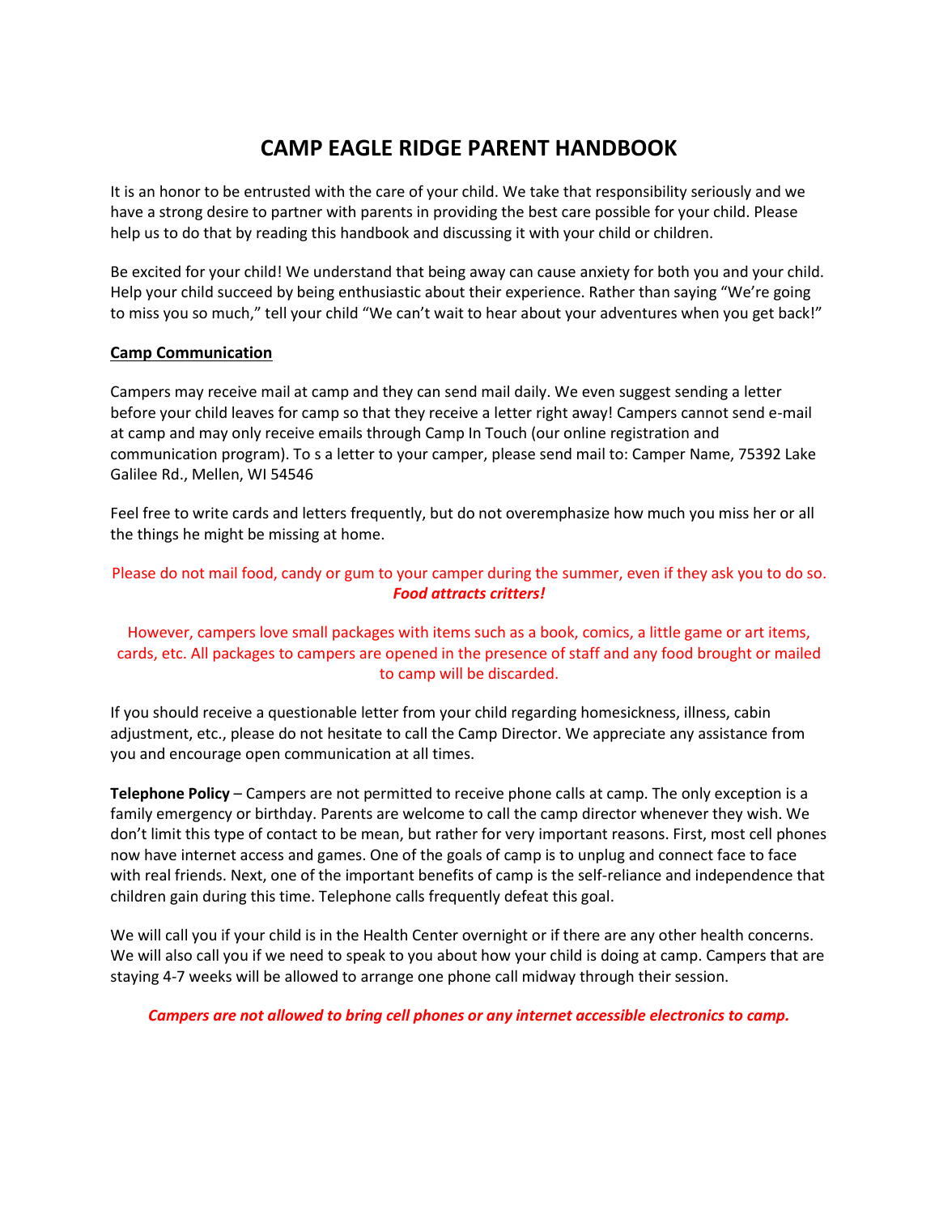# CAMP EAGLE RIDGE PARENT HANDBOOK

It is an honor to be entrusted with the care of your child. We take that responsibility seriously and we have a strong desire to partner with parents in providing the best care possible for your child. Please help us to do that by reading this handbook and discussing it with your child or children.

Be excited for your child! We understand that being away can cause anxiety for both you and your child. Help your child succeed by being enthusiastic about their experience. Rather than saying "We're going to miss you so much," tell your child "We can't wait to hear about your adventures when you get back!"

## Camp Communication

Campers may receive mail at camp and they can send mail daily. We even suggest sending a letter before your child leaves for camp so that they receive a letter right away! Campers cannot send e-mail at camp and may only receive emails through Camp In Touch (our online registration and communication program). To s a letter to your camper, please send mail to: Camper Name, 75392 Lake Galilee Rd., Mellen, WI 54546

Feel free to write cards and letters frequently, but do not overemphasize how much you miss her or all the things he might be missing at home.

Please do not mail food, candy or gum to your camper during the summer, even if they ask you to do so. ***Food attracts critters!***

However, campers love small packages with items such as a book, comics, a little game or art items, cards, etc. All packages to campers are opened in the presence of staff and any food brought or mailed to camp will be discarded.

If you should receive a questionable letter from your child regarding homesickness, illness, cabin adjustment, etc., please do not hesitate to call the Camp Director. We appreciate any assistance from you and encourage open communication at all times.

**Telephone Policy** – Campers are not permitted to receive phone calls at camp. The only exception is a family emergency or birthday. Parents are welcome to call the camp director whenever they wish. We don't limit this type of contact to be mean, but rather for very important reasons. First, most cell phones now have internet access and games. One of the goals of camp is to unplug and connect face to face with real friends. Next, one of the important benefits of camp is the self-reliance and independence that children gain during this time. Telephone calls frequently defeat this goal.

We will call you if your child is in the Health Center overnight or if there are any other health concerns. We will also call you if we need to speak to you about how your child is doing at camp. Campers that are staying 4-7 weeks will be allowed to arrange one phone call midway through their session.

***Campers are not allowed to bring cell phones or any internet accessible electronics to camp.***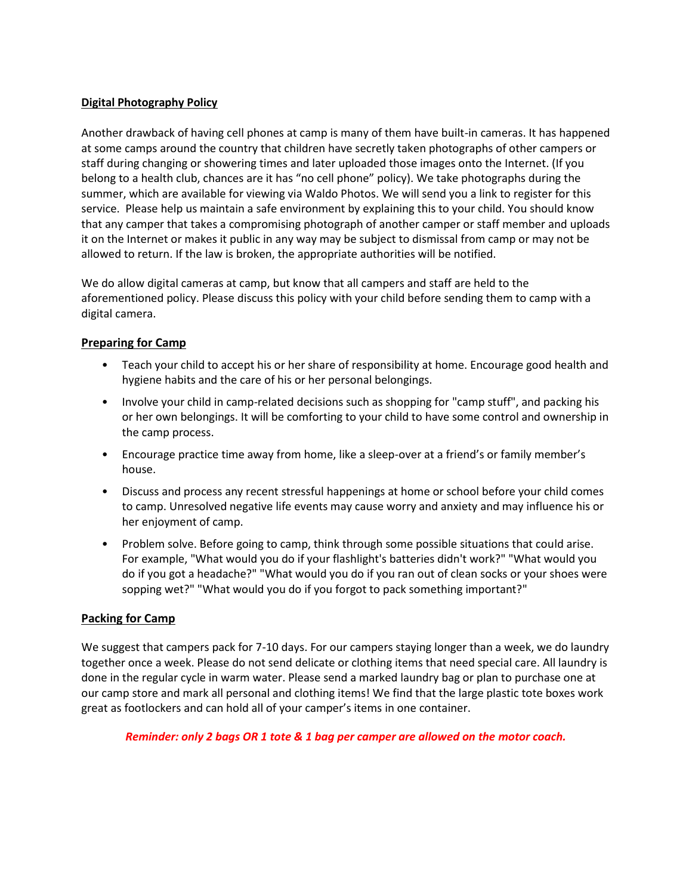**Digital Photography Policy**

Another drawback of having cell phones at camp is many of them have built-in cameras. It has happened at some camps around the country that children have secretly taken photographs of other campers or staff during changing or showering times and later uploaded those images onto the Internet. (If you belong to a health club, chances are it has "no cell phone" policy). We take photographs during the summer, which are available for viewing via Waldo Photos. We will send you a link to register for this service. Please help us maintain a safe environment by explaining this to your child. You should know that any camper that takes a compromising photograph of another camper or staff member and uploads it on the Internet or makes it public in any way may be subject to dismissal from camp or may not be allowed to return. If the law is broken, the appropriate authorities will be notified.

We do allow digital cameras at camp, but know that all campers and staff are held to the aforementioned policy. Please discuss this policy with your child before sending them to camp with a digital camera.

**Preparing for Camp**

- Teach your child to accept his or her share of responsibility at home. Encourage good health and hygiene habits and the care of his or her personal belongings.
- Involve your child in camp-related decisions such as shopping for "camp stuff", and packing his or her own belongings. It will be comforting to your child to have some control and ownership in the camp process.
- Encourage practice time away from home, like a sleep-over at a friend's or family member's house.
- Discuss and process any recent stressful happenings at home or school before your child comes to camp. Unresolved negative life events may cause worry and anxiety and may influence his or her enjoyment of camp.
- Problem solve. Before going to camp, think through some possible situations that could arise. For example, "What would you do if your flashlight's batteries didn't work?" "What would you do if you got a headache?" "What would you do if you ran out of clean socks or your shoes were sopping wet?" "What would you do if you forgot to pack something important?"

**Packing for Camp**

We suggest that campers pack for 7-10 days. For our campers staying longer than a week, we do laundry together once a week. Please do not send delicate or clothing items that need special care. All laundry is done in the regular cycle in warm water. Please send a marked laundry bag or plan to purchase one at our camp store and mark all personal and clothing items! We find that the large plastic tote boxes work great as footlockers and can hold all of your camper's items in one container.

***Reminder: only 2 bags OR 1 tote & 1 bag per camper are allowed on the motor coach.***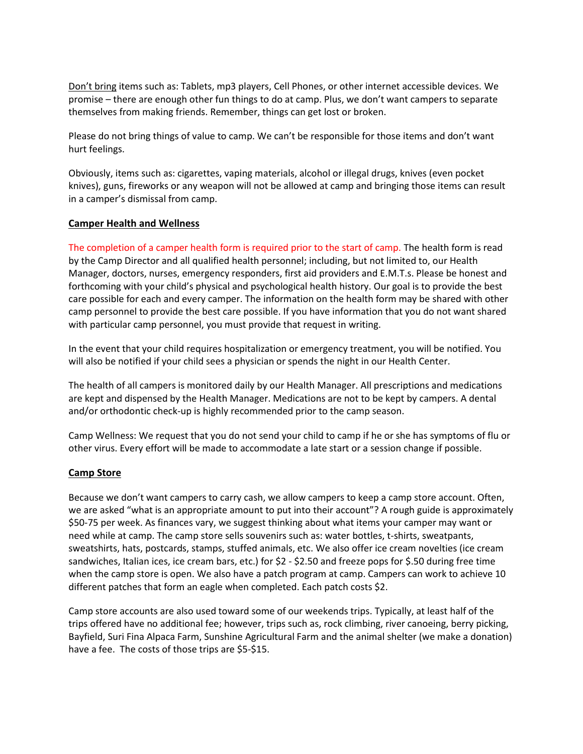Don't bring items such as: Tablets, mp3 players, Cell Phones, or other internet accessible devices. We promise – there are enough other fun things to do at camp. Plus, we don't want campers to separate themselves from making friends. Remember, things can get lost or broken.

Please do not bring things of value to camp. We can't be responsible for those items and don't want hurt feelings.

Obviously, items such as: cigarettes, vaping materials, alcohol or illegal drugs, knives (even pocket knives), guns, fireworks or any weapon will not be allowed at camp and bringing those items can result in a camper's dismissal from camp.

## Camper Health and Wellness

The completion of a camper health form is required prior to the start of camp. The health form is read by the Camp Director and all qualified health personnel; including, but not limited to, our Health Manager, doctors, nurses, emergency responders, first aid providers and E.M.T.s. Please be honest and forthcoming with your child's physical and psychological health history. Our goal is to provide the best care possible for each and every camper. The information on the health form may be shared with other camp personnel to provide the best care possible. If you have information that you do not want shared with particular camp personnel, you must provide that request in writing.

In the event that your child requires hospitalization or emergency treatment, you will be notified. You will also be notified if your child sees a physician or spends the night in our Health Center.

The health of all campers is monitored daily by our Health Manager. All prescriptions and medications are kept and dispensed by the Health Manager. Medications are not to be kept by campers. A dental and/or orthodontic check-up is highly recommended prior to the camp season.

Camp Wellness: We request that you do not send your child to camp if he or she has symptoms of flu or other virus. Every effort will be made to accommodate a late start or a session change if possible.

## Camp Store

Because we don't want campers to carry cash, we allow campers to keep a camp store account. Often, we are asked "what is an appropriate amount to put into their account"? A rough guide is approximately $50-75 per week. As finances vary, we suggest thinking about what items your camper may want or need while at camp. The camp store sells souvenirs such as: water bottles, t-shirts, sweatpants, sweatshirts, hats, postcards, stamps, stuffed animals, etc. We also offer ice cream novelties (ice cream sandwiches, Italian ices, ice cream bars, etc.) for $2 - $2.50 and freeze pops for $.50 during free time when the camp store is open. We also have a patch program at camp. Campers can work to achieve 10 different patches that form an eagle when completed. Each patch costs $2.

Camp store accounts are also used toward some of our weekends trips. Typically, at least half of the trips offered have no additional fee; however, trips such as, rock climbing, river canoeing, berry picking, Bayfield, Suri Fina Alpaca Farm, Sunshine Agricultural Farm and the animal shelter (we make a donation) have a fee. The costs of those trips are $5-$15.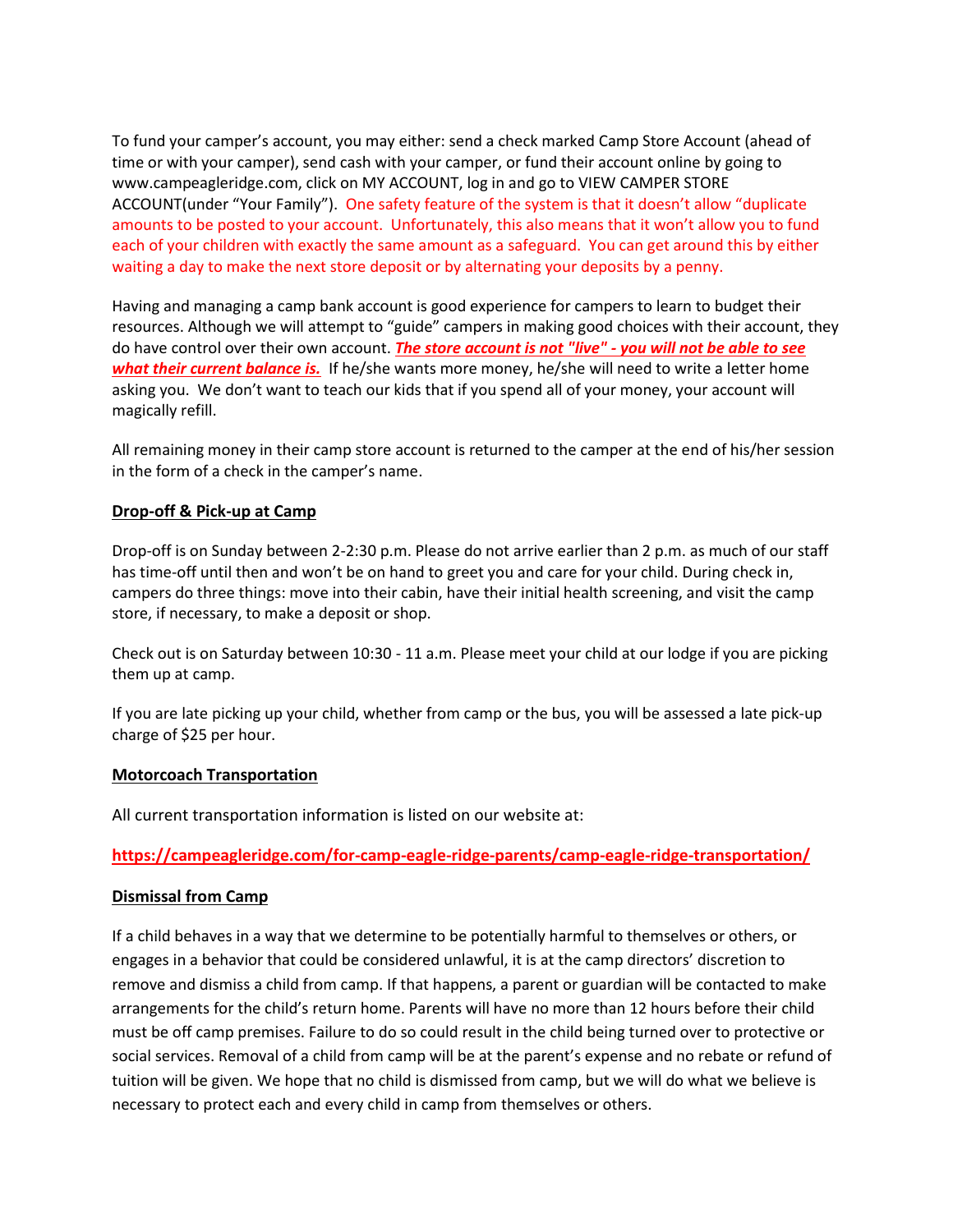To fund your camper's account, you may either: send a check marked Camp Store Account (ahead of time or with your camper), send cash with your camper, or fund their account online by going to www.campeagleridge.com, click on MY ACCOUNT, log in and go to VIEW CAMPER STORE ACCOUNT(under "Your Family"). One safety feature of the system is that it doesn't allow "duplicate amounts to be posted to your account. Unfortunately, this also means that it won't allow you to fund each of your children with exactly the same amount as a safeguard. You can get around this by either waiting a day to make the next store deposit or by alternating your deposits by a penny.

Having and managing a camp bank account is good experience for campers to learn to budget their resources. Although we will attempt to "guide" campers in making good choices with their account, they do have control over their own account. ***The store account is not "live" - you will not be able to see what their current balance is.*** If he/she wants more money, he/she will need to write a letter home asking you. We don't want to teach our kids that if you spend all of your money, your account will magically refill.

All remaining money in their camp store account is returned to the camper at the end of his/her session in the form of a check in the camper's name.

**Drop-off & Pick-up at Camp**

Drop-off is on Sunday between 2-2:30 p.m. Please do not arrive earlier than 2 p.m. as much of our staff has time-off until then and won't be on hand to greet you and care for your child. During check in, campers do three things: move into their cabin, have their initial health screening, and visit the camp store, if necessary, to make a deposit or shop.

Check out is on Saturday between 10:30 - 11 a.m. Please meet your child at our lodge if you are picking them up at camp.

If you are late picking up your child, whether from camp or the bus, you will be assessed a late pick-up charge of $25 per hour.

**Motorcoach Transportation**

All current transportation information is listed on our website at:

**https://campeagleridge.com/for-camp-eagle-ridge-parents/camp-eagle-ridge-transportation/**

**Dismissal from Camp**

If a child behaves in a way that we determine to be potentially harmful to themselves or others, or engages in a behavior that could be considered unlawful, it is at the camp directors' discretion to remove and dismiss a child from camp. If that happens, a parent or guardian will be contacted to make arrangements for the child's return home. Parents will have no more than 12 hours before their child must be off camp premises. Failure to do so could result in the child being turned over to protective or social services. Removal of a child from camp will be at the parent's expense and no rebate or refund of tuition will be given. We hope that no child is dismissed from camp, but we will do what we believe is necessary to protect each and every child in camp from themselves or others.